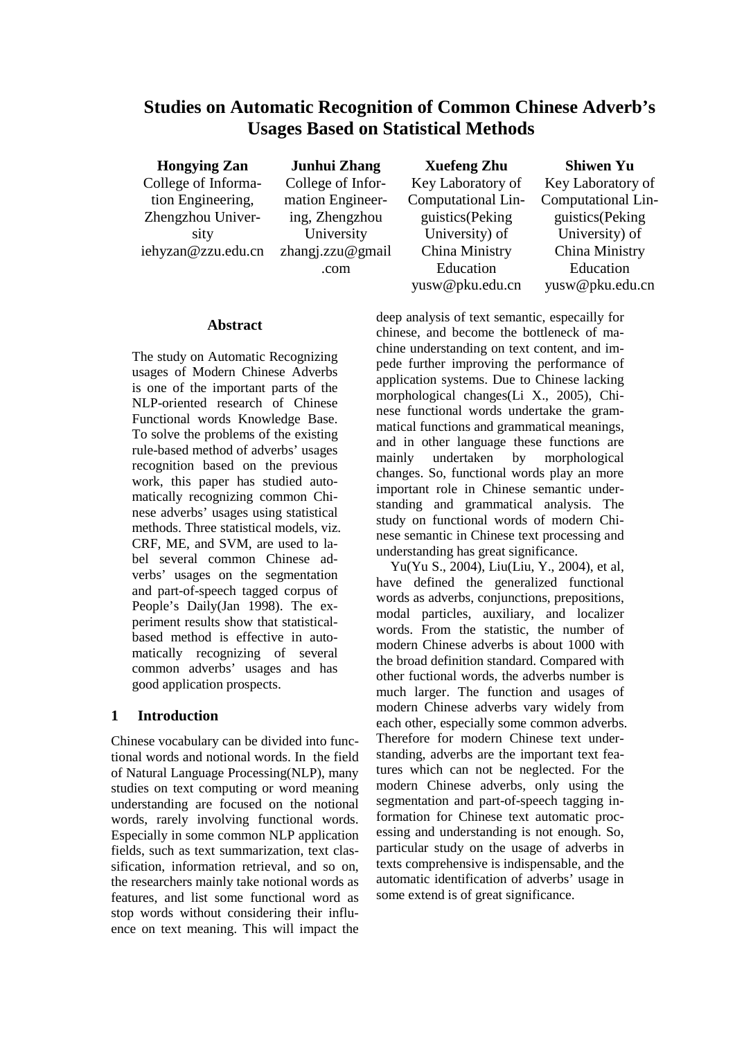# Studies on Automatic Recognition of Common Chinese Adverb's Usages Based on Statistical Methods

**Hongying Zan**
College of Information Engineering, Zhengzhou University
iehyzan@zzu.edu.cn

**Junhui Zhang**
College of Information Engineering, Zhengzhou University
zhangj.zzu@gmail.com

**Xuefeng Zhu**
Key Laboratory of Computational Linguistics(Peking University) of China Ministry Education
yusw@pku.edu.cn

**Shiwen Yu**
Key Laboratory of Computational Linguistics(Peking University) of China Ministry Education
yusw@pku.edu.cn

## Abstract

The study on Automatic Recognizing usages of Modern Chinese Adverbs is one of the important parts of the NLP-oriented research of Chinese Functional words Knowledge Base. To solve the problems of the existing rule-based method of adverbs' usages recognition based on the previous work, this paper has studied automatically recognizing common Chinese adverbs' usages using statistical methods. Three statistical models, viz. CRF, ME, and SVM, are used to label several common Chinese adverbs' usages on the segmentation and part-of-speech tagged corpus of People's Daily(Jan 1998). The experiment results show that statistical-based method is effective in automatically recognizing of several common adverbs' usages and has good application prospects.

## 1 Introduction

Chinese vocabulary can be divided into functional words and notional words. In the field of Natural Language Processing(NLP), many studies on text computing or word meaning understanding are focused on the notional words, rarely involving functional words. Especially in some common NLP application fields, such as text summarization, text classification, information retrieval, and so on, the researchers mainly take notional words as features, and list some functional word as stop words without considering their influence on text meaning. This will impact the deep analysis of text semantic, especailly for chinese, and become the bottleneck of machine understanding on text content, and impede further improving the performance of application systems. Due to Chinese lacking morphological changes(Li X., 2005), Chinese functional words undertake the grammatical functions and grammatical meanings, and in other language these functions are mainly undertaken by morphological changes. So, functional words play an more important role in Chinese semantic understanding and grammatical analysis. The study on functional words of modern Chinese semantic in Chinese text processing and understanding has great significance.

Yu(Yu S., 2004), Liu(Liu, Y., 2004), et al, have defined the generalized functional words as adverbs, conjunctions, prepositions, modal particles, auxiliary, and localizer words. From the statistic, the number of modern Chinese adverbs is about 1000 with the broad definition standard. Compared with other fuctional words, the adverbs number is much larger. The function and usages of modern Chinese adverbs vary widely from each other, especially some common adverbs. Therefore for modern Chinese text understanding, adverbs are the important text features which can not be neglected. For the modern Chinese adverbs, only using the segmentation and part-of-speech tagging information for Chinese text automatic processing and understanding is not enough. So, particular study on the usage of adverbs in texts comprehensive is indispensable, and the automatic identification of adverbs' usage in some extend is of great significance.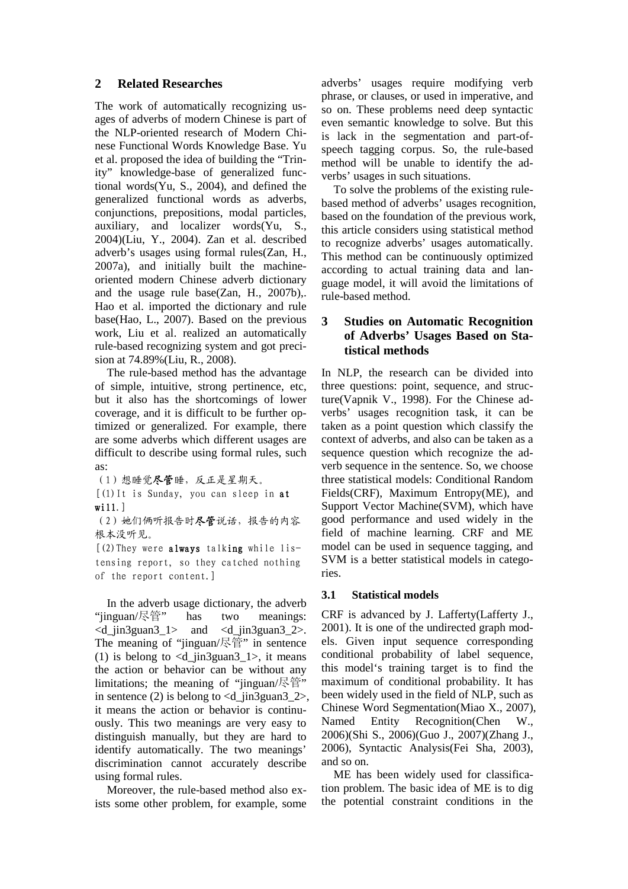## 2 Related Researches

The work of automatically recognizing usages of adverbs of modern Chinese is part of the NLP-oriented research of Modern Chinese Functional Words Knowledge Base. Yu et al. proposed the idea of building the "Trinity" knowledge-base of generalized functional words(Yu, S., 2004), and defined the generalized functional words as adverbs, conjunctions, prepositions, modal particles, auxiliary, and localizer words(Yu, S., 2004)(Liu, Y., 2004). Zan et al. described adverb's usages using formal rules(Zan, H., 2007a), and initially built the machine-oriented modern Chinese adverb dictionary and the usage rule base(Zan, H., 2007b),. Hao et al. imported the dictionary and rule base(Hao, L., 2007). Based on the previous work, Liu et al. realized an automatically rule-based recognizing system and got precision at 74.89%(Liu, R., 2008).

The rule-based method has the advantage of simple, intuitive, strong pertinence, etc, but it also has the shortcomings of lower coverage, and it is difficult to be further optimized or generalized. For example, there are some adverbs which different usages are difficult to describe using formal rules, such as:

（1）想睡觉**尽管**睡，反正是星期天。
[(1)It is Sunday, you can sleep in **at will**.]

（2）她们俩听报告时**尽管**说话，报告的内容根本没听见。
[(2)They were **always** talk**ing** while listensing report, so they catched nothing of the report content.]

In the adverb usage dictionary, the adverb "jinguan/尽管" has two meanings: <d_jin3guan3_1> and <d_jin3guan3_2>. The meaning of "jinguan/尽管" in sentence (1) is belong to <d_jin3guan3_1>, it means the action or behavior can be without any limitations; the meaning of "jinguan/尽管" in sentence (2) is belong to <d_jin3guan3_2>, it means the action or behavior is continuously. This two meanings are very easy to distinguish manually, but they are hard to identify automatically. The two meanings' discrimination cannot accurately describe using formal rules.

Moreover, the rule-based method also exists some other problem, for example, some adverbs' usages require modifying verb phrase, or clauses, or used in imperative, and so on. These problems need deep syntactic even semantic knowledge to solve. But this is lack in the segmentation and part-of-speech tagging corpus. So, the rule-based method will be unable to identify the adverbs' usages in such situations.

To solve the problems of the existing rule-based method of adverbs' usages recognition, based on the foundation of the previous work, this article considers using statistical method to recognize adverbs' usages automatically. This method can be continuously optimized according to actual training data and language model, it will avoid the limitations of rule-based method.

## 3 Studies on Automatic Recognition of Adverbs' Usages Based on Statistical methods

In NLP, the research can be divided into three questions: point, sequence, and structure(Vapnik V., 1998). For the Chinese adverbs' usages recognition task, it can be taken as a point question which classify the context of adverbs, and also can be taken as a sequence question which recognize the adverb sequence in the sentence. So, we choose three statistical models: Conditional Random Fields(CRF), Maximum Entropy(ME), and Support Vector Machine(SVM), which have good performance and used widely in the field of machine learning. CRF and ME model can be used in sequence tagging, and SVM is a better statistical models in categories.

### 3.1 Statistical models

CRF is advanced by J. Lafferty(Lafferty J., 2001). It is one of the undirected graph models. Given input sequence corresponding conditional probability of label sequence, this model's training target is to find the maximum of conditional probability. It has been widely used in the field of NLP, such as Chinese Word Segmentation(Miao X., 2007), Named Entity Recognition(Chen W., 2006)(Shi S., 2006)(Guo J., 2007)(Zhang J., 2006), Syntactic Analysis(Fei Sha, 2003), and so on.

ME has been widely used for classification problem. The basic idea of ME is to dig the potential constraint conditions in the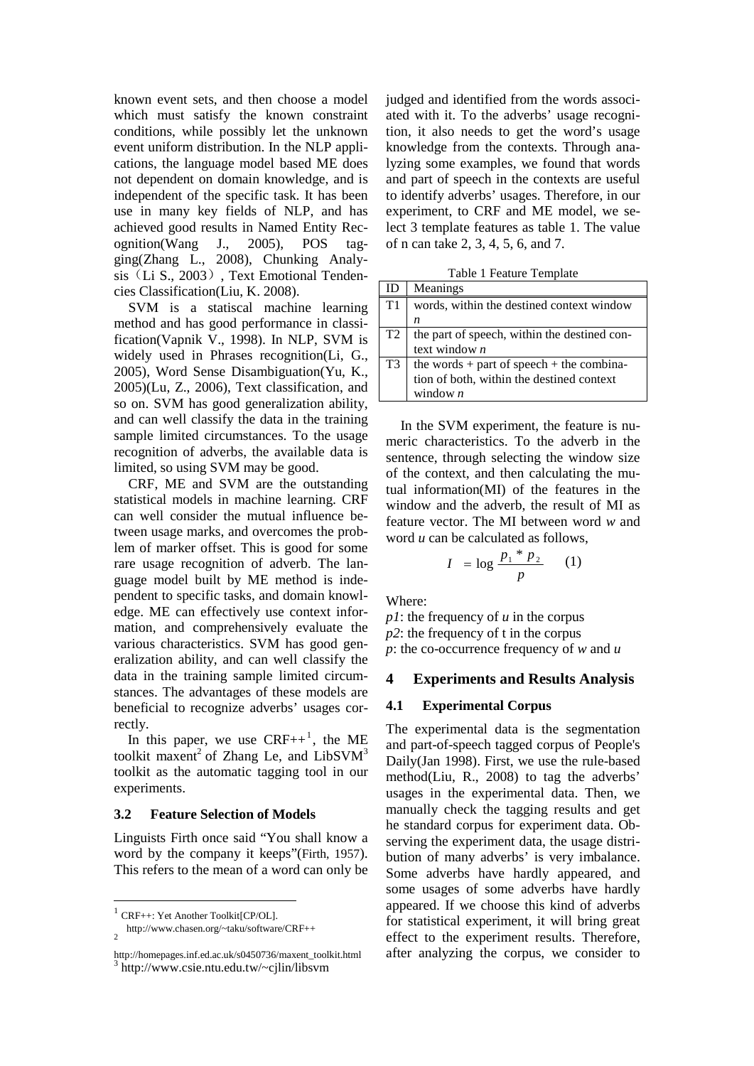known event sets, and then choose a model which must satisfy the known constraint conditions, while possibly let the unknown event uniform distribution. In the NLP applications, the language model based ME does not dependent on domain knowledge, and is independent of the specific task. It has been use in many key fields of NLP, and has achieved good results in Named Entity Recognition(Wang J., 2005), POS tagging(Zhang L., 2008), Chunking Analysis（Li S., 2003）, Text Emotional Tendencies Classification(Liu, K. 2008).

SVM is a statiscal machine learning method and has good performance in classification(Vapnik V., 1998). In NLP, SVM is widely used in Phrases recognition(Li, G., 2005), Word Sense Disambiguation(Yu, K., 2005)(Lu, Z., 2006), Text classification, and so on. SVM has good generalization ability, and can well classify the data in the training sample limited circumstances. To the usage recognition of adverbs, the available data is limited, so using SVM may be good.

CRF, ME and SVM are the outstanding statistical models in machine learning. CRF can well consider the mutual influence between usage marks, and overcomes the problem of marker offset. This is good for some rare usage recognition of adverb. The language model built by ME method is independent to specific tasks, and domain knowledge. ME can effectively use context information, and comprehensively evaluate the various characteristics. SVM has good generalization ability, and can well classify the data in the training sample limited circumstances. The advantages of these models are beneficial to recognize adverbs' usages correctly.

In this paper, we use CRF++[1], the ME toolkit maxent[2] of Zhang Le, and LibSVM[3] toolkit as the automatic tagging tool in our experiments.

### 3.2 Feature Selection of Models

Linguists Firth once said "You shall know a word by the company it keeps"(Firth, 1957). This refers to the mean of a word can only be judged and identified from the words associated with it. To the adverbs' usage recognition, it also needs to get the word's usage knowledge from the contexts. Through analyzing some examples, we found that words and part of speech in the contexts are useful to identify adverbs' usages. Therefore, in our experiment, to CRF and ME model, we select 3 template features as table 1. The value of n can take 2, 3, 4, 5, 6, and 7.

Table 1 Feature Template

| ID | Meanings |
|---|---|
| T1 | words, within the destined context window *n* |
| T2 | the part of speech, within the destined context window *n* |
| T3 | the words + part of speech + the combination of both, within the destined context window *n* |

In the SVM experiment, the feature is numeric characteristics. To the adverb in the sentence, through selecting the window size of the context, and then calculating the mutual information(MI) of the features in the window and the adverb, the result of MI as feature vector. The MI between word *w* and word *u* can be calculated as follows,

$$I = \log \frac{p_1 * p_2}{p} \quad (1)$$

Where:

*p1*: the frequency of *u* in the corpus
*p2*: the frequency of t in the corpus
*p*: the co-occurrence frequency of *w* and *u*

## 4 Experiments and Results Analysis

### 4.1 Experimental Corpus

The experimental data is the segmentation and part-of-speech tagged corpus of People's Daily(Jan 1998). First, we use the rule-based method(Liu, R., 2008) to tag the adverbs' usages in the experimental data. Then, we manually check the tagging results and get he standard corpus for experiment data. Observing the experiment data, the usage distribution of many adverbs' is very imbalance. Some adverbs have hardly appeared, and some usages of some adverbs have hardly appeared. If we choose this kind of adverbs for statistical experiment, it will bring great effect to the experiment results. Therefore, after analyzing the corpus, we consider to

---

[1] CRF++: Yet Another Toolkit[CP/OL]. http://www.chasen.org/~taku/software/CRF++

[2] http://homepages.inf.ed.ac.uk/s0450736/maxent_toolkit.html

[3] http://www.csie.ntu.edu.tw/~cjlin/libsvm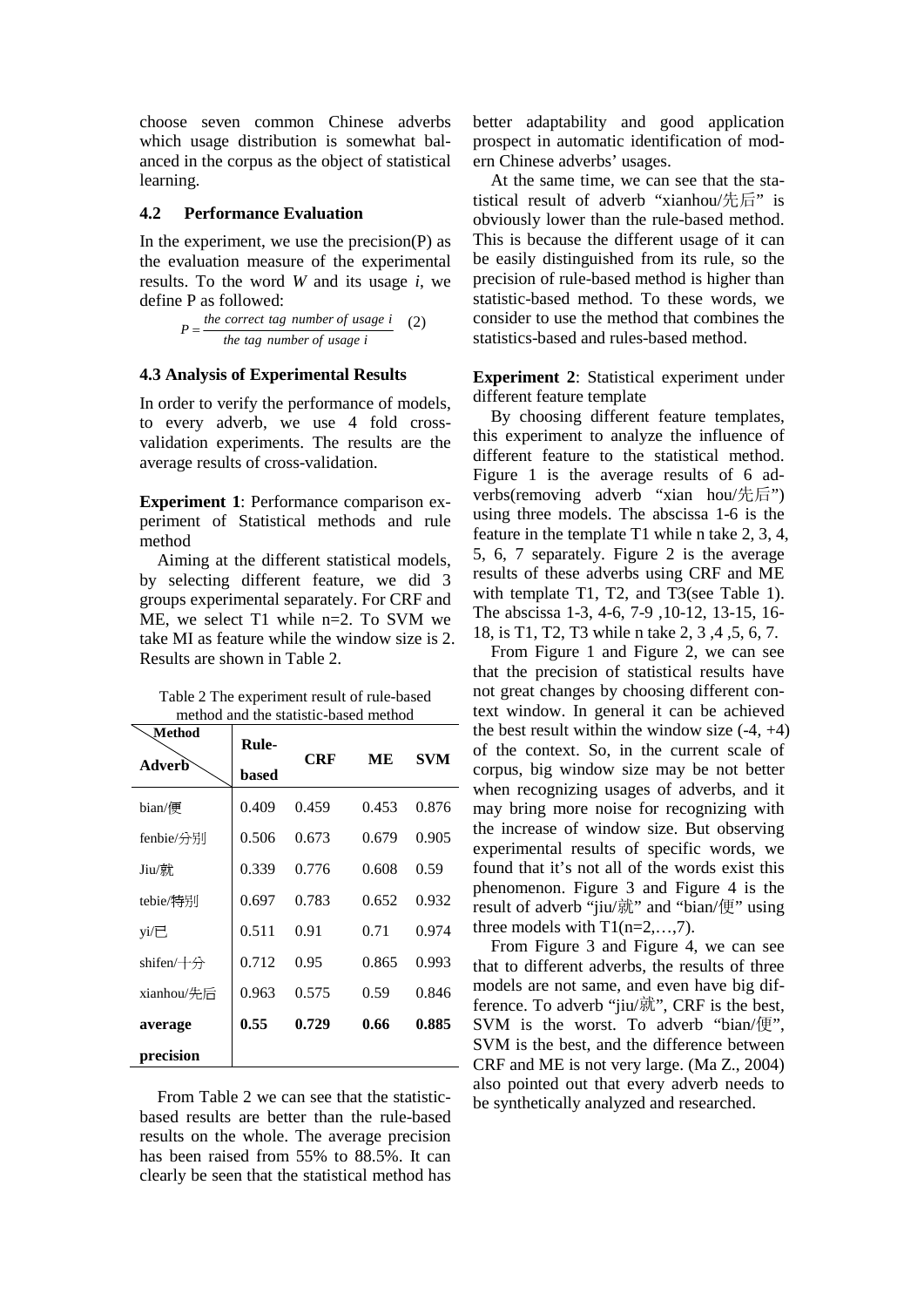choose seven common Chinese adverbs which usage distribution is somewhat balanced in the corpus as the object of statistical learning.

### 4.2 Performance Evaluation

In the experiment, we use the precision(P) as the evaluation measure of the experimental results. To the word *W* and its usage *i*, we define P as followed:

$$P = \frac{\textit{the correct tag number of usage } i}{\textit{the tag number of usage } i} \quad (2)$$

### 4.3 Analysis of Experimental Results

In order to verify the performance of models, to every adverb, we use 4 fold cross-validation experiments. The results are the average results of cross-validation.

**Experiment 1**: Performance comparison experiment of Statistical methods and rule method

Aiming at the different statistical models, by selecting different feature, we did 3 groups experimental separately. For CRF and ME, we select T1 while n=2. To SVM we take MI as feature while the window size is 2. Results are shown in Table 2.

Table 2 The experiment result of rule-based method and the statistic-based method

| Adverb \ Method | Rule-based | CRF | ME | SVM |
|---|---|---|---|---|
| bian/便 | 0.409 | 0.459 | 0.453 | 0.876 |
| fenbie/分别 | 0.506 | 0.673 | 0.679 | 0.905 |
| Jiu/就 | 0.339 | 0.776 | 0.608 | 0.59 |
| tebie/特别 | 0.697 | 0.783 | 0.652 | 0.932 |
| yi/已 | 0.511 | 0.91 | 0.71 | 0.974 |
| shifen/十分 | 0.712 | 0.95 | 0.865 | 0.993 |
| xianhou/先后 | 0.963 | 0.575 | 0.59 | 0.846 |
| **average precision** | **0.55** | **0.729** | **0.66** | **0.885** |

From Table 2 we can see that the statistic-based results are better than the rule-based results on the whole. The average precision has been raised from 55% to 88.5%. It can clearly be seen that the statistical method has better adaptability and good application prospect in automatic identification of modern Chinese adverbs' usages.

At the same time, we can see that the statistical result of adverb "xianhou/先后" is obviously lower than the rule-based method. This is because the different usage of it can be easily distinguished from its rule, so the precision of rule-based method is higher than statistic-based method. To these words, we consider to use the method that combines the statistics-based and rules-based method.

**Experiment 2**: Statistical experiment under different feature template

By choosing different feature templates, this experiment to analyze the influence of different feature to the statistical method. Figure 1 is the average results of 6 adverbs(removing adverb "xian hou/先后") using three models. The abscissa 1-6 is the feature in the template T1 while n take 2, 3, 4, 5, 6, 7 separately. Figure 2 is the average results of these adverbs using CRF and ME with template T1, T2, and T3(see Table 1). The abscissa 1-3, 4-6, 7-9 ,10-12, 13-15, 16-18, is T1, T2, T3 while n take 2, 3 ,4 ,5, 6, 7.

From Figure 1 and Figure 2, we can see that the precision of statistical results have not great changes by choosing different context window. In general it can be achieved the best result within the window size (-4, +4) of the context. So, in the current scale of corpus, big window size may be not better when recognizing usages of adverbs, and it may bring more noise for recognizing with the increase of window size. But observing experimental results of specific words, we found that it's not all of the words exist this phenomenon. Figure 3 and Figure 4 is the result of adverb "jiu/就" and "bian/便" using three models with T1(n=2,…,7).

From Figure 3 and Figure 4, we can see that to different adverbs, the results of three models are not same, and even have big difference. To adverb "jiu/就", CRF is the best, SVM is the worst. To adverb "bian/便", SVM is the best, and the difference between CRF and ME is not very large. (Ma Z., 2004) also pointed out that every adverb needs to be synthetically analyzed and researched.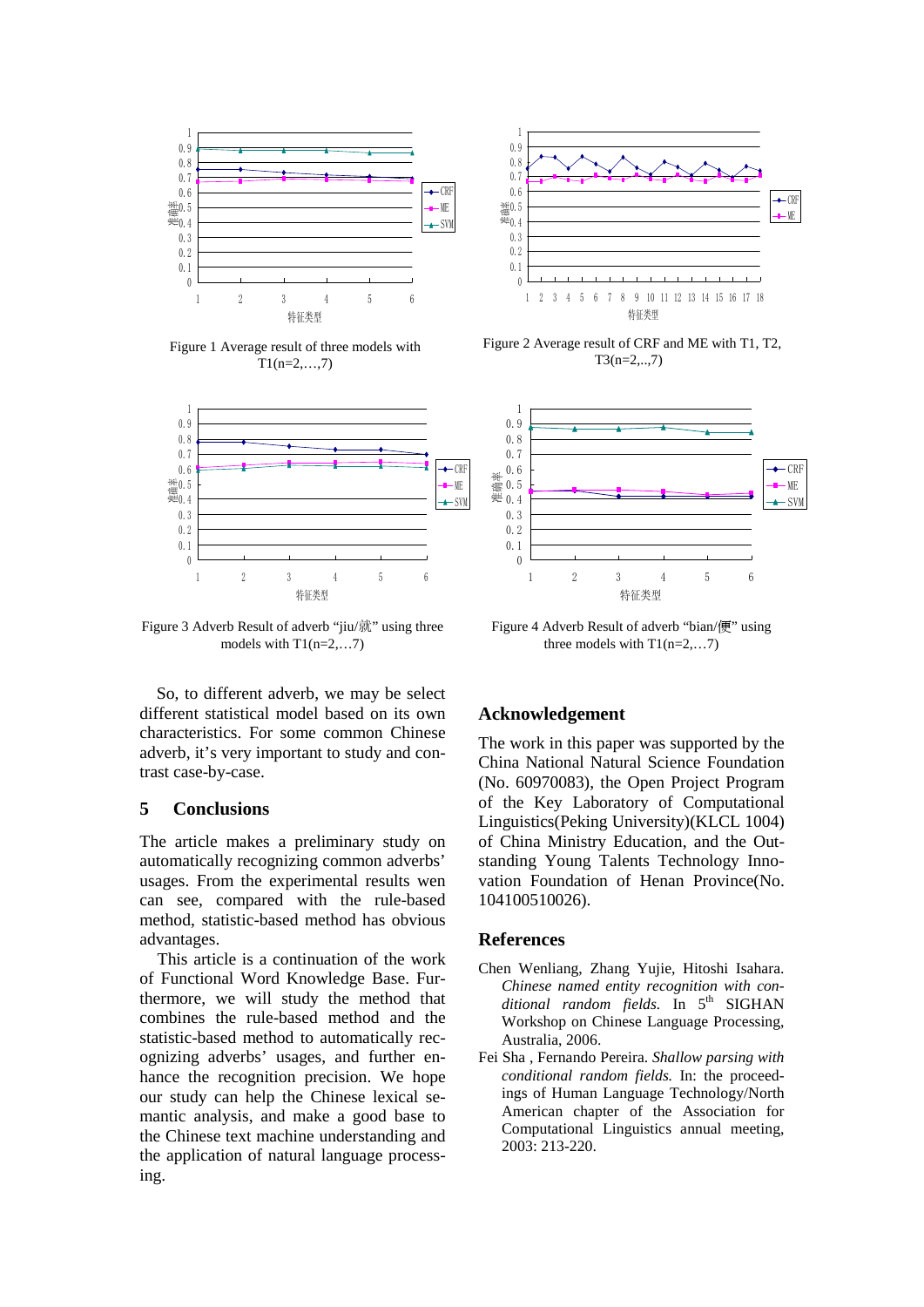Figure 1 Average result of three models with T1(n=2,…,7)

Figure 2 Average result of CRF and ME with T1, T2, T3(n=2,..,7)

Figure 3 Adverb Result of adverb "jiu/就" using three models with T1(n=2,…7)

Figure 4 Adverb Result of adverb "bian/便" using three models with T1(n=2,…7)

So, to different adverb, we may be select different statistical model based on its own characteristics. For some common Chinese adverb, it's very important to study and contrast case-by-case.

## 5 Conclusions

The article makes a preliminary study on automatically recognizing common adverbs' usages. From the experimental results wen can see, compared with the rule-based method, statistic-based method has obvious advantages.

This article is a continuation of the work of Functional Word Knowledge Base. Furthermore, we will study the method that combines the rule-based method and the statistic-based method to automatically recognizing adverbs' usages, and further enhance the recognition precision. We hope our study can help the Chinese lexical semantic analysis, and make a good base to the Chinese text machine understanding and the application of natural language processing.

## Acknowledgement

The work in this paper was supported by the China National Natural Science Foundation (No. 60970083), the Open Project Program of the Key Laboratory of Computational Linguistics(Peking University)(KLCL 1004) of China Ministry Education, and the Outstanding Young Talents Technology Innovation Foundation of Henan Province(No. 104100510026).

## References

Chen Wenliang, Zhang Yujie, Hitoshi Isahara. *Chinese named entity recognition with conditional random fields.* In 5th SIGHAN Workshop on Chinese Language Processing, Australia, 2006.

Fei Sha , Fernando Pereira. *Shallow parsing with conditional random fields.* In: the proceedings of Human Language Technology/North American chapter of the Association for Computational Linguistics annual meeting, 2003: 213-220.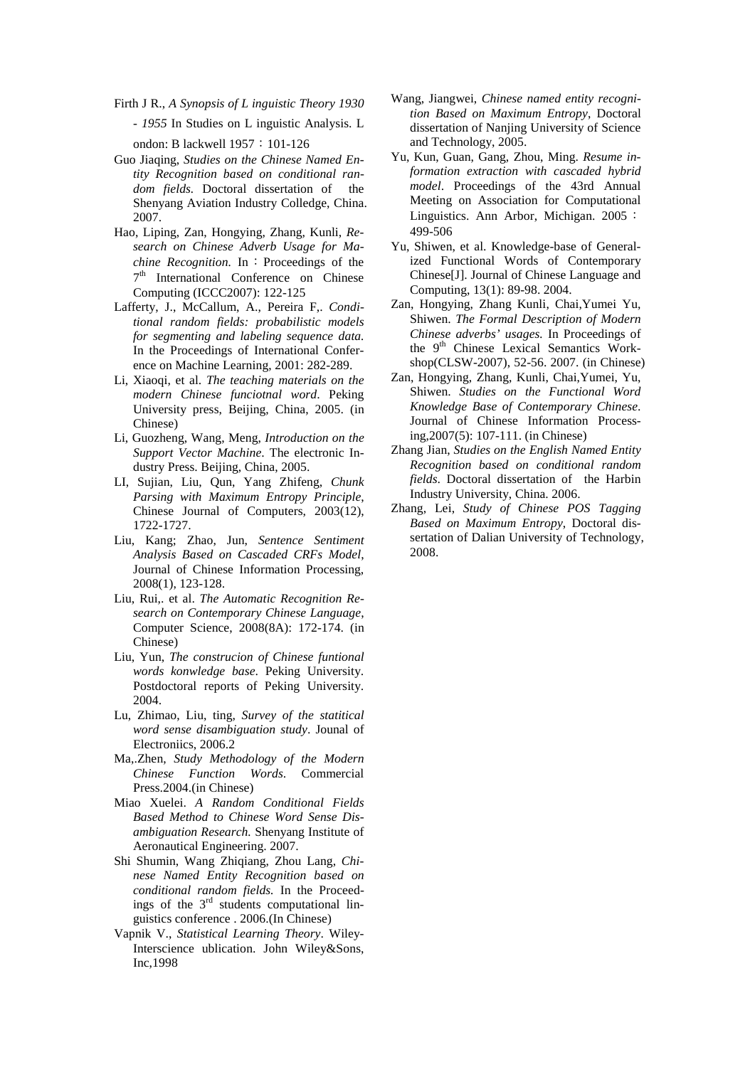Firth J R., *A Synopsis of L inguistic Theory 1930 - 1955* In Studies on L inguistic Analysis. L ondon: B lackwell 1957：101-126

Guo Jiaqing, *Studies on the Chinese Named Entity Recognition based on conditional random fields.* Doctoral dissertation of the Shenyang Aviation Industry Colledge, China. 2007.

Hao, Liping, Zan, Hongying, Zhang, Kunli, *Research on Chinese Adverb Usage for Machine Recognition.* In：Proceedings of the 7th International Conference on Chinese Computing (ICCC2007): 122-125

Lafferty, J., McCallum, A., Pereira F,. *Conditional random fields: probabilistic models for segmenting and labeling sequence data.* In the Proceedings of International Conference on Machine Learning, 2001: 282-289.

Li, Xiaoqi, et al. *The teaching materials on the modern Chinese funciotnal word*. Peking University press, Beijing, China, 2005. (in Chinese)

Li, Guozheng, Wang, Meng, *Introduction on the Support Vector Machine.* The electronic Industry Press. Beijing, China, 2005.

LI, Sujian, Liu, Qun, Yang Zhifeng, *Chunk Parsing with Maximum Entropy Principle*, Chinese Journal of Computers, 2003(12), 1722-1727.

Liu, Kang; Zhao, Jun, *Sentence Sentiment Analysis Based on Cascaded CRFs Model*, Journal of Chinese Information Processing, 2008(1), 123-128.

Liu, Rui,. et al. *The Automatic Recognition Research on Contemporary Chinese Language*, Computer Science, 2008(8A): 172-174. (in Chinese)

Liu, Yun, *The construcion of Chinese funtional words konwledge base*. Peking University. Postdoctoral reports of Peking University. 2004.

Lu, Zhimao, Liu, ting, *Survey of the statitical word sense disambiguation study*. Jounal of Electroniics, 2006.2

Ma,.Zhen, *Study Methodology of the Modern Chinese Function Words*. Commercial Press.2004.(in Chinese)

Miao Xuelei. *A Random Conditional Fields Based Method to Chinese Word Sense Disambiguation Research.* Shenyang Institute of Aeronautical Engineering. 2007.

Shi Shumin, Wang Zhiqiang, Zhou Lang, *Chinese Named Entity Recognition based on conditional random fields.* In the Proceedings of the 3rd students computational linguistics conference . 2006.(In Chinese)

Vapnik V., *Statistical Learning Theory*. Wiley-Interscience ublication. John Wiley&Sons, Inc,1998

Wang, Jiangwei, *Chinese named entity recognition Based on Maximum Entropy*, Doctoral dissertation of Nanjing University of Science and Technology, 2005.

Yu, Kun, Guan, Gang, Zhou, Ming. *Resume information extraction with cascaded hybrid model*. Proceedings of the 43rd Annual Meeting on Association for Computational Linguistics. Ann Arbor, Michigan. 2005：499-506

Yu, Shiwen, et al. Knowledge-base of Generalized Functional Words of Contemporary Chinese[J]. Journal of Chinese Language and Computing, 13(1): 89-98. 2004.

Zan, Hongying, Zhang Kunli, Chai,Yumei Yu, Shiwen. *The Formal Description of Modern Chinese adverbs' usages.* In Proceedings of the 9th Chinese Lexical Semantics Workshop(CLSW-2007), 52-56. 2007. (in Chinese)

Zan, Hongying, Zhang, Kunli, Chai,Yumei, Yu, Shiwen. *Studies on the Functional Word Knowledge Base of Contemporary Chinese*. Journal of Chinese Information Processing,2007(5): 107-111. (in Chinese)

Zhang Jian, *Studies on the English Named Entity Recognition based on conditional random fields*. Doctoral dissertation of the Harbin Industry University, China. 2006.

Zhang, Lei, *Study of Chinese POS Tagging Based on Maximum Entropy*, Doctoral dissertation of Dalian University of Technology, 2008.